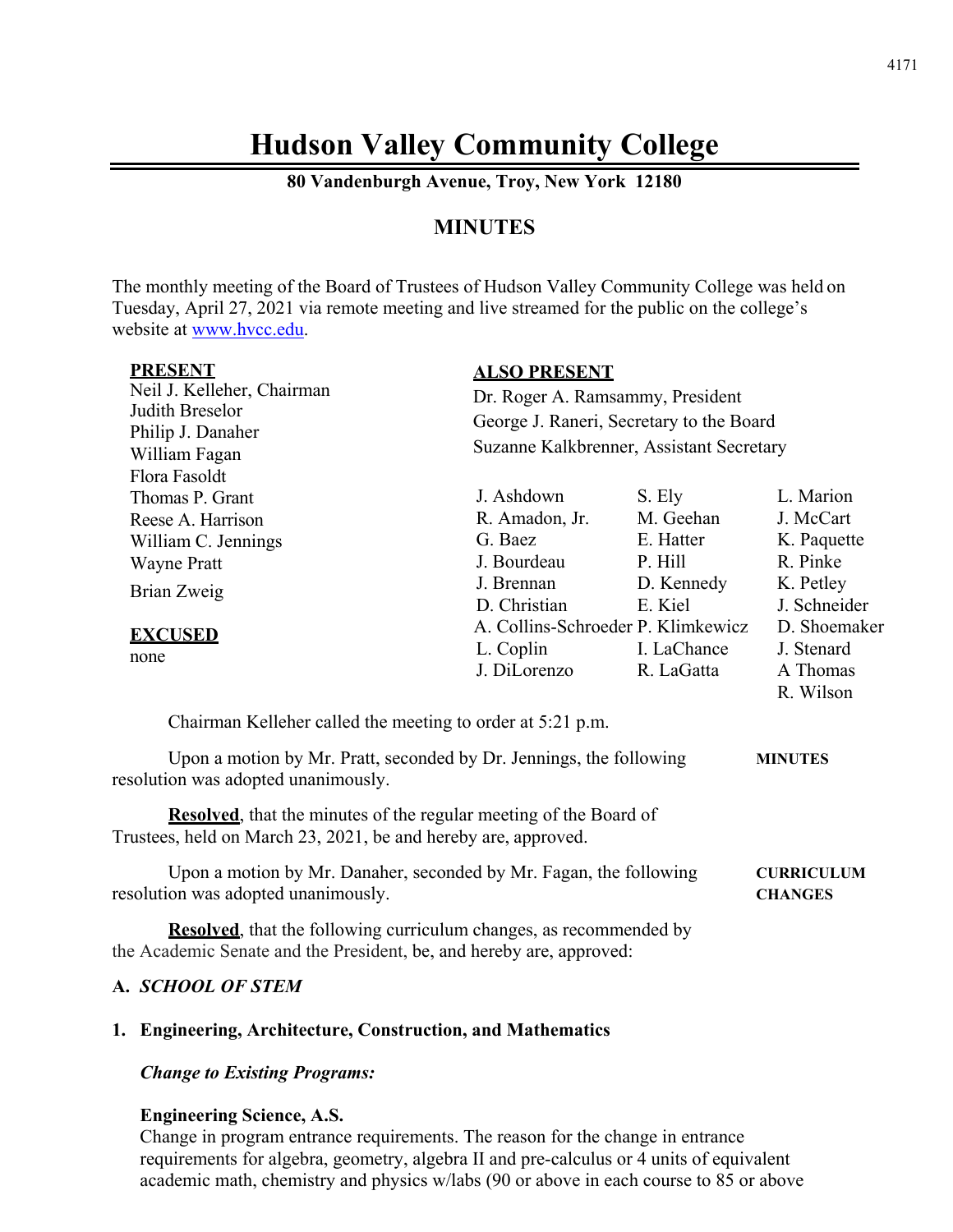# Hudson Valley Community College

**80 Vandenburgh Avenue, Troy, New York 12180**

## MINUTES

The monthly meeting of the Board of Trustees of Hudson Valley Community College was held on Tuesday, April 27, 2021 via remote meeting and live streamed for the public on the college's website at www.hvcc.edu.

**PRESENT**
Neil J. Kelleher, Chairman
Judith Breselor
Philip J. Danaher
William Fagan
Flora Fasoldt
Thomas P. Grant
Reese A. Harrison
William C. Jennings
Wayne Pratt
Brian Zweig

**EXCUSED**
none

**ALSO PRESENT**
Dr. Roger A. Ramsammy, President
George J. Raneri, Secretary to the Board
Suzanne Kalkbrenner, Assistant Secretary

| | | |
|---|---|---|
| J. Ashdown | S. Ely | L. Marion |
| R. Amadon, Jr. | M. Geehan | J. McCart |
| G. Baez | E. Hatter | K. Paquette |
| J. Bourdeau | P. Hill | R. Pinke |
| J. Brennan | D. Kennedy | K. Petley |
| D. Christian | E. Kiel | J. Schneider |
| A. Collins-Schroeder | P. Klimkewicz | D. Shoemaker |
| L. Coplin | I. LaChance | J. Stenard |
| J. DiLorenzo | R. LaGatta | A Thomas |
| | | R. Wilson |

Chairman Kelleher called the meeting to order at 5:21 p.m.

**MINUTES**

Upon a motion by Mr. Pratt, seconded by Dr. Jennings, the following resolution was adopted unanimously.

**Resolved**, that the minutes of the regular meeting of the Board of Trustees, held on March 23, 2021, be and hereby are, approved.

**CURRICULUM CHANGES**

Upon a motion by Mr. Danaher, seconded by Mr. Fagan, the following resolution was adopted unanimously.

**Resolved**, that the following curriculum changes, as recommended by the Academic Senate and the President, be, and hereby are, approved:

**A. *SCHOOL OF STEM***

**1. Engineering, Architecture, Construction, and Mathematics**

***Change to Existing Programs:***

**Engineering Science, A.S.**
Change in program entrance requirements. The reason for the change in entrance requirements for algebra, geometry, algebra II and pre-calculus or 4 units of equivalent academic math, chemistry and physics w/labs (90 or above in each course to 85 or above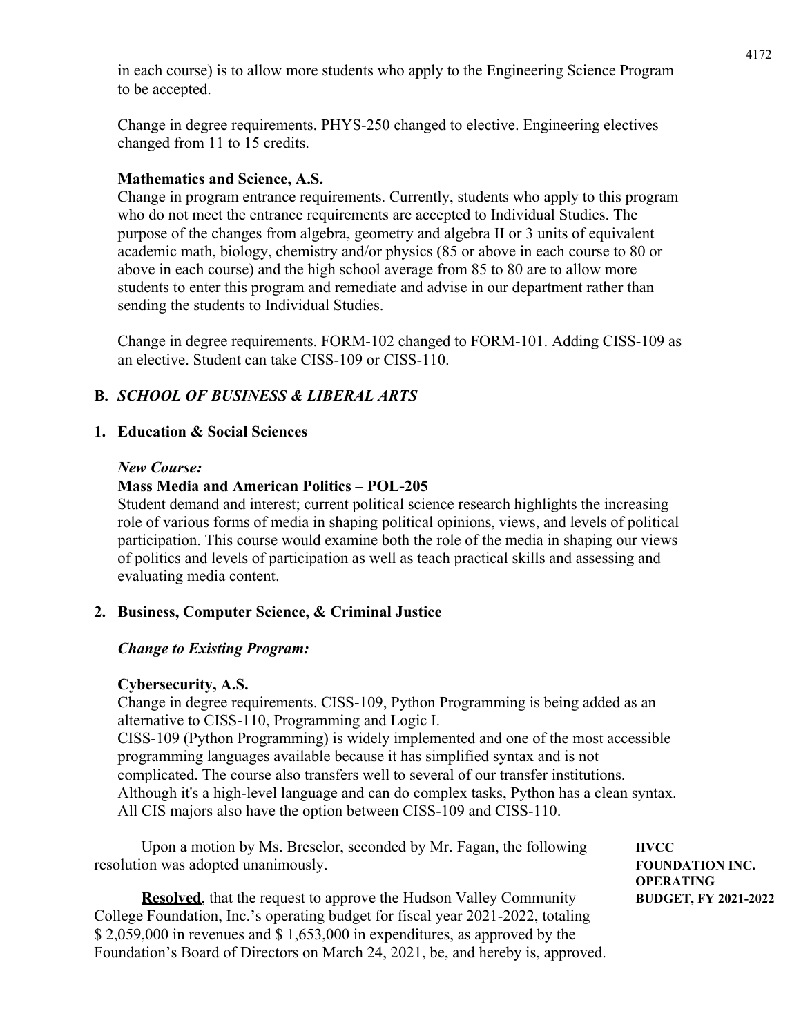in each course) is to allow more students who apply to the Engineering Science Program to be accepted.

Change in degree requirements. PHYS-250 changed to elective. Engineering electives changed from 11 to 15 credits.

**Mathematics and Science, A.S.**

Change in program entrance requirements. Currently, students who apply to this program who do not meet the entrance requirements are accepted to Individual Studies. The purpose of the changes from algebra, geometry and algebra II or 3 units of equivalent academic math, biology, chemistry and/or physics (85 or above in each course to 80 or above in each course) and the high school average from 85 to 80 are to allow more students to enter this program and remediate and advise in our department rather than sending the students to Individual Studies.

Change in degree requirements. FORM-102 changed to FORM-101. Adding CISS-109 as an elective. Student can take CISS-109 or CISS-110.

## B. *SCHOOL OF BUSINESS & LIBERAL ARTS*

### 1. Education & Social Sciences

***New Course:***

**Mass Media and American Politics – POL-205**

Student demand and interest; current political science research highlights the increasing role of various forms of media in shaping political opinions, views, and levels of political participation. This course would examine both the role of the media in shaping our views of politics and levels of participation as well as teach practical skills and assessing and evaluating media content.

### 2. Business, Computer Science, & Criminal Justice

***Change to Existing Program:***

**Cybersecurity, A.S.**

Change in degree requirements. CISS-109, Python Programming is being added as an alternative to CISS-110, Programming and Logic I.
CISS-109 (Python Programming) is widely implemented and one of the most accessible programming languages available because it has simplified syntax and is not complicated. The course also transfers well to several of our transfer institutions. Although it's a high-level language and can do complex tasks, Python has a clean syntax. All CIS majors also have the option between CISS-109 and CISS-110.

**HVCC FOUNDATION INC. OPERATING BUDGET, FY 2021-2022**

Upon a motion by Ms. Breselor, seconded by Mr. Fagan, the following resolution was adopted unanimously.

**Resolved**, that the request to approve the Hudson Valley Community College Foundation, Inc.'s operating budget for fiscal year 2021-2022, totaling $ 2,059,000 in revenues and $ 1,653,000 in expenditures, as approved by the Foundation's Board of Directors on March 24, 2021, be, and hereby is, approved.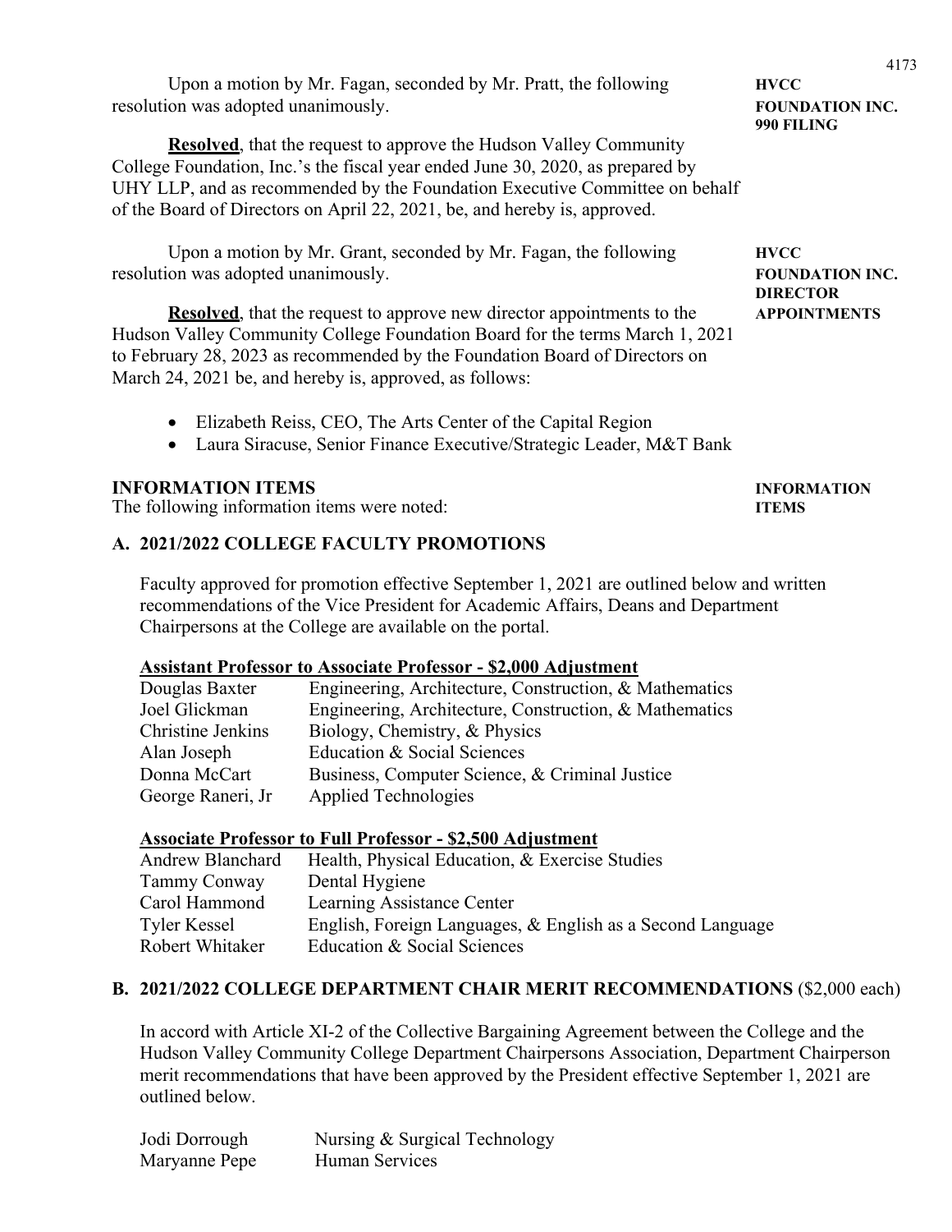Upon a motion by Mr. Fagan, seconded by Mr. Pratt, the following resolution was adopted unanimously.

**HVCC FOUNDATION INC. 990 FILING**

**Resolved**, that the request to approve the Hudson Valley Community College Foundation, Inc.'s the fiscal year ended June 30, 2020, as prepared by UHY LLP, and as recommended by the Foundation Executive Committee on behalf of the Board of Directors on April 22, 2021, be, and hereby is, approved.

Upon a motion by Mr. Grant, seconded by Mr. Fagan, the following resolution was adopted unanimously.

**HVCC FOUNDATION INC. DIRECTOR APPOINTMENTS**

**Resolved**, that the request to approve new director appointments to the Hudson Valley Community College Foundation Board for the terms March 1, 2021 to February 28, 2023 as recommended by the Foundation Board of Directors on March 24, 2021 be, and hereby is, approved, as follows:

- Elizabeth Reiss, CEO, The Arts Center of the Capital Region
- Laura Siracuse, Senior Finance Executive/Strategic Leader, M&T Bank

## INFORMATION ITEMS

**INFORMATION ITEMS**

The following information items were noted:

### A. 2021/2022 COLLEGE FACULTY PROMOTIONS

Faculty approved for promotion effective September 1, 2021 are outlined below and written recommendations of the Vice President for Academic Affairs, Deans and Department Chairpersons at the College are available on the portal.

**Assistant Professor to Associate Professor - $2,000 Adjustment**

| | |
|---|---|
| Douglas Baxter | Engineering, Architecture, Construction, & Mathematics |
| Joel Glickman | Engineering, Architecture, Construction, & Mathematics |
| Christine Jenkins | Biology, Chemistry, & Physics |
| Alan Joseph | Education & Social Sciences |
| Donna McCart | Business, Computer Science, & Criminal Justice |
| George Raneri, Jr | Applied Technologies |

**Associate Professor to Full Professor - $2,500 Adjustment**

| | |
|---|---|
| Andrew Blanchard | Health, Physical Education, & Exercise Studies |
| Tammy Conway | Dental Hygiene |
| Carol Hammond | Learning Assistance Center |
| Tyler Kessel | English, Foreign Languages, & English as a Second Language |
| Robert Whitaker | Education & Social Sciences |

### B. 2021/2022 COLLEGE DEPARTMENT CHAIR MERIT RECOMMENDATIONS ($2,000 each)

In accord with Article XI-2 of the Collective Bargaining Agreement between the College and the Hudson Valley Community College Department Chairpersons Association, Department Chairperson merit recommendations that have been approved by the President effective September 1, 2021 are outlined below.

| | |
|---|---|
| Jodi Dorrough | Nursing & Surgical Technology |
| Maryanne Pepe | Human Services |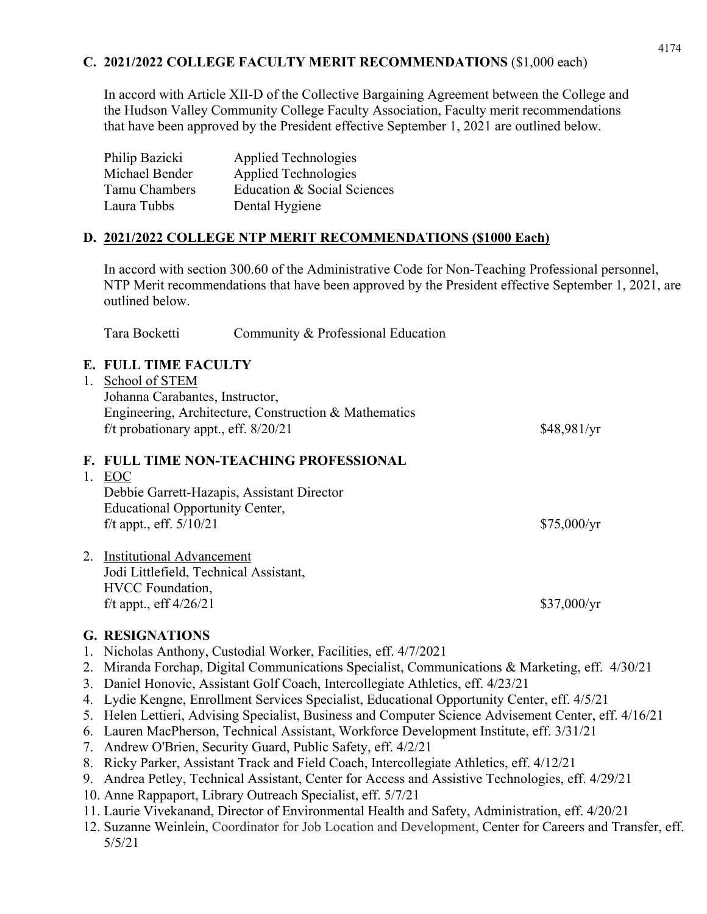## C. 2021/2022 COLLEGE FACULTY MERIT RECOMMENDATIONS ($1,000 each)

In accord with Article XII-D of the Collective Bargaining Agreement between the College and the Hudson Valley Community College Faculty Association, Faculty merit recommendations that have been approved by the President effective September 1, 2021 are outlined below.

| | |
|---|---|
| Philip Bazicki | Applied Technologies |
| Michael Bender | Applied Technologies |
| Tamu Chambers | Education & Social Sciences |
| Laura Tubbs | Dental Hygiene |

## D. 2021/2022 COLLEGE NTP MERIT RECOMMENDATIONS ($1000 Each)

In accord with section 300.60 of the Administrative Code for Non-Teaching Professional personnel, NTP Merit recommendations that have been approved by the President effective September 1, 2021, are outlined below.

| | |
|---|---|
| Tara Bocketti | Community & Professional Education |

## E. FULL TIME FACULTY

1. School of STEM
   Johanna Carabantes, Instructor,
   Engineering, Architecture, Construction & Mathematics
   f/t probationary appt., eff. 8/20/21 — $48,981/yr

## F. FULL TIME NON-TEACHING PROFESSIONAL

1. EOC
   Debbie Garrett-Hazapis, Assistant Director
   Educational Opportunity Center,
   f/t appt., eff. 5/10/21 — $75,000/yr

2. Institutional Advancement
   Jodi Littlefield, Technical Assistant,
   HVCC Foundation,
   f/t appt., eff 4/26/21 — $37,000/yr

## G. RESIGNATIONS

1. Nicholas Anthony, Custodial Worker, Facilities, eff. 4/7/2021
2. Miranda Forchap, Digital Communications Specialist, Communications & Marketing, eff. 4/30/21
3. Daniel Honovic, Assistant Golf Coach, Intercollegiate Athletics, eff. 4/23/21
4. Lydie Kengne, Enrollment Services Specialist, Educational Opportunity Center, eff. 4/5/21
5. Helen Lettieri, Advising Specialist, Business and Computer Science Advisement Center, eff. 4/16/21
6. Lauren MacPherson, Technical Assistant, Workforce Development Institute, eff. 3/31/21
7. Andrew O'Brien, Security Guard, Public Safety, eff. 4/2/21
8. Ricky Parker, Assistant Track and Field Coach, Intercollegiate Athletics, eff. 4/12/21
9. Andrea Petley, Technical Assistant, Center for Access and Assistive Technologies, eff. 4/29/21
10. Anne Rappaport, Library Outreach Specialist, eff. 5/7/21
11. Laurie Vivekanand, Director of Environmental Health and Safety, Administration, eff. 4/20/21
12. Suzanne Weinlein, Coordinator for Job Location and Development, Center for Careers and Transfer, eff. 5/5/21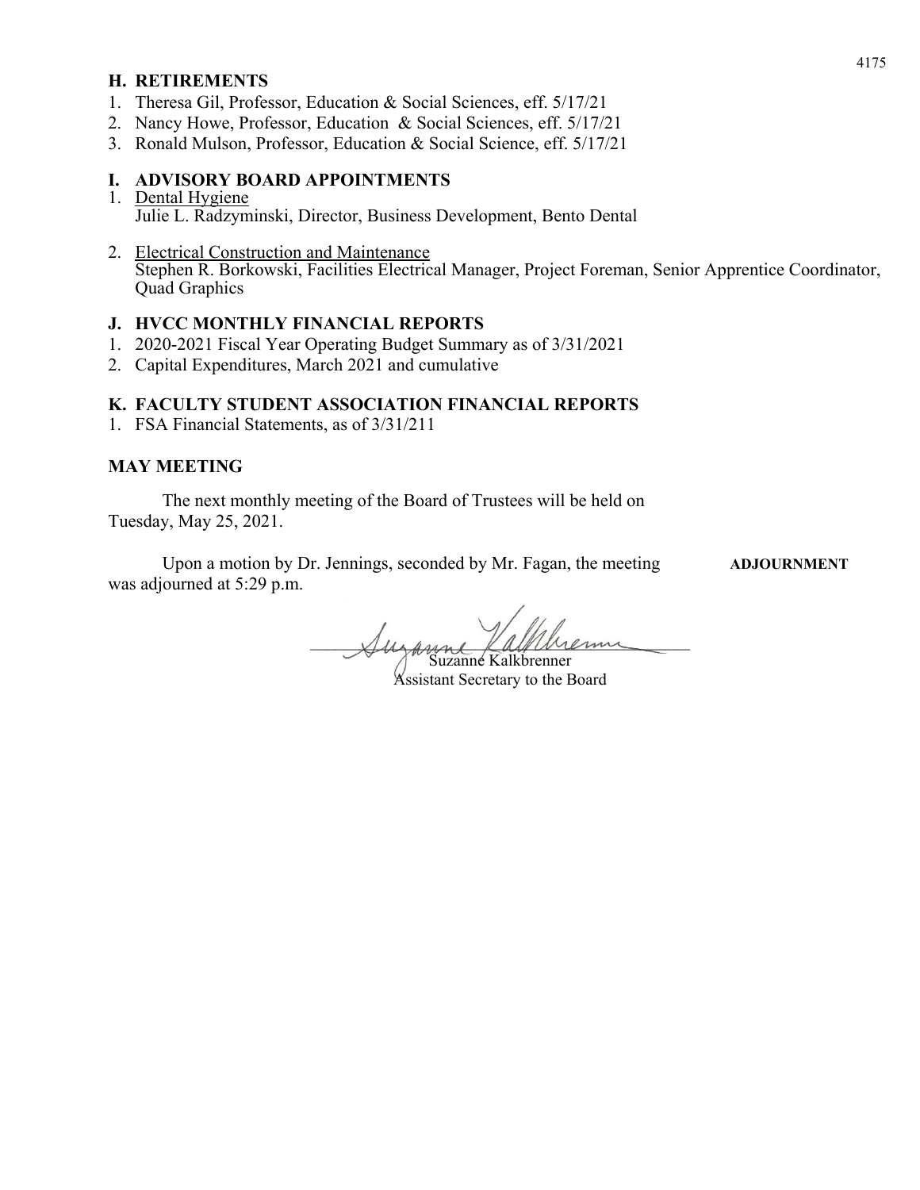## H. RETIREMENTS

1. Theresa Gil, Professor, Education & Social Sciences, eff. 5/17/21
2. Nancy Howe, Professor, Education & Social Sciences, eff. 5/17/21
3. Ronald Mulson, Professor, Education & Social Science, eff. 5/17/21

## I. ADVISORY BOARD APPOINTMENTS

1. Dental Hygiene
   Julie L. Radzyminski, Director, Business Development, Bento Dental

2. Electrical Construction and Maintenance
   Stephen R. Borkowski, Facilities Electrical Manager, Project Foreman, Senior Apprentice Coordinator, Quad Graphics

## J. HVCC MONTHLY FINANCIAL REPORTS

1. 2020-2021 Fiscal Year Operating Budget Summary as of 3/31/2021
2. Capital Expenditures, March 2021 and cumulative

## K. FACULTY STUDENT ASSOCIATION FINANCIAL REPORTS

1. FSA Financial Statements, as of 3/31/211

## MAY MEETING

The next monthly meeting of the Board of Trustees will be held on Tuesday, May 25, 2021.

**ADJOURNMENT**

Upon a motion by Dr. Jennings, seconded by Mr. Fagan, the meeting was adjourned at 5:29 p.m.

Suzanne Kalkbrenner
Assistant Secretary to the Board